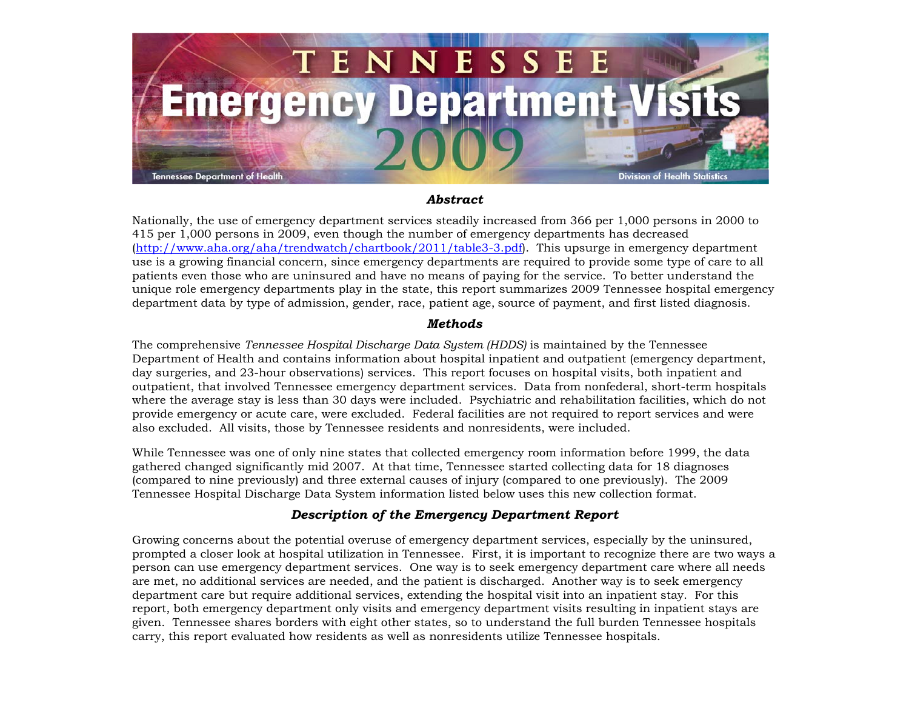# TENNESSEE Emergency Department Visits 2009

Tennessee Department of Health

Division of Health Statistics

## *Abstract*

Nationally, the use of emergency department services steadily increased from 366 per 1,000 persons in 2000 to 415 per 1,000 persons in 2009, even though the number of emergency departments has decreased (http://www.aha.org/aha/trendwatch/chartbook/2011/table3-3.pdf). This upsurge in emergency department use is a growing financial concern, since emergency departments are required to provide some type of care to all patients even those who are uninsured and have no means of paying for the service. To better understand the unique role emergency departments play in the state, this report summarizes 2009 Tennessee hospital emergency department data by type of admission, gender, race, patient age, source of payment, and first listed diagnosis.

## *Methods*

The comprehensive *Tennessee Hospital Discharge Data System (HDDS)* is maintained by the Tennessee Department of Health and contains information about hospital inpatient and outpatient (emergency department, day surgeries, and 23-hour observations) services. This report focuses on hospital visits, both inpatient and outpatient, that involved Tennessee emergency department services. Data from nonfederal, short-term hospitals where the average stay is less than 30 days were included. Psychiatric and rehabilitation facilities, which do not provide emergency or acute care, were excluded. Federal facilities are not required to report services and were also excluded. All visits, those by Tennessee residents and nonresidents, were included.

While Tennessee was one of only nine states that collected emergency room information before 1999, the data gathered changed significantly mid 2007. At that time, Tennessee started collecting data for 18 diagnoses (compared to nine previously) and three external causes of injury (compared to one previously). The 2009 Tennessee Hospital Discharge Data System information listed below uses this new collection format.

## *Description of the Emergency Department Report*

Growing concerns about the potential overuse of emergency department services, especially by the uninsured, prompted a closer look at hospital utilization in Tennessee. First, it is important to recognize there are two ways a person can use emergency department services. One way is to seek emergency department care where all needs are met, no additional services are needed, and the patient is discharged. Another way is to seek emergency department care but require additional services, extending the hospital visit into an inpatient stay. For this report, both emergency department only visits and emergency department visits resulting in inpatient stays are given. Tennessee shares borders with eight other states, so to understand the full burden Tennessee hospitals carry, this report evaluated how residents as well as nonresidents utilize Tennessee hospitals.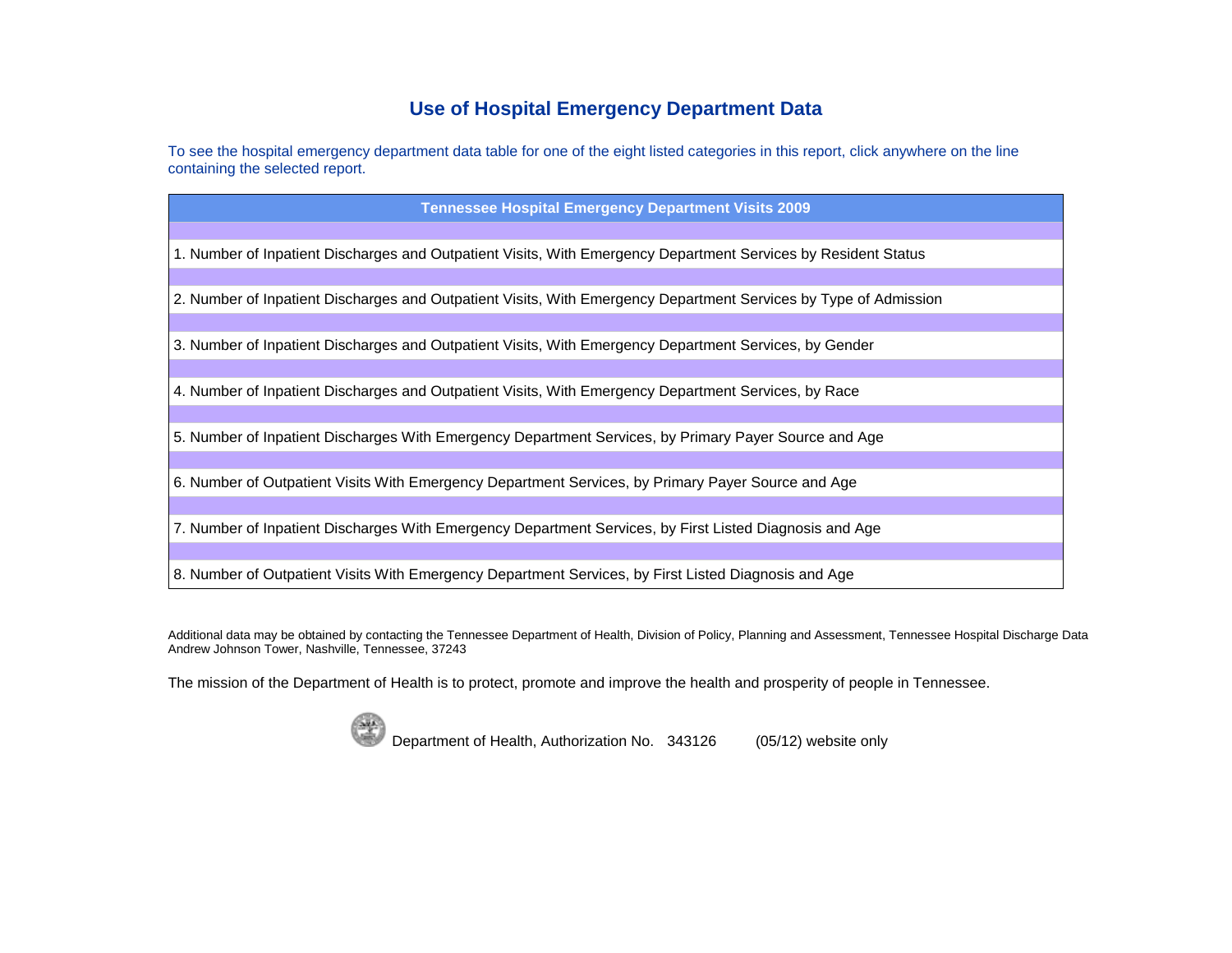# Use of Hospital Emergency Department Data

To see the hospital emergency department data table for one of the eight listed categories in this report, click anywhere on the line containing the selected report.

| Tennessee Hospital Emergency Department Visits 2009 |
| --- |
| 1. Number of Inpatient Discharges and Outpatient Visits, With Emergency Department Services by Resident Status |
| 2. Number of Inpatient Discharges and Outpatient Visits, With Emergency Department Services by Type of Admission |
| 3. Number of Inpatient Discharges and Outpatient Visits, With Emergency Department Services, by Gender |
| 4. Number of Inpatient Discharges and Outpatient Visits, With Emergency Department Services, by Race |
| 5. Number of Inpatient Discharges With Emergency Department Services, by Primary Payer Source and Age |
| 6. Number of Outpatient Visits With Emergency Department Services, by Primary Payer Source and Age |
| 7. Number of Inpatient Discharges With Emergency Department Services, by First Listed Diagnosis and Age |
| 8. Number of Outpatient Visits With Emergency Department Services, by First Listed Diagnosis and Age |

Additional data may be obtained by contacting the Tennessee Department of Health, Division of Policy, Planning and Assessment, Tennessee Hospital Discharge Data
Andrew Johnson Tower, Nashville, Tennessee, 37243

The mission of the Department of Health is to protect, promote and improve the health and prosperity of people in Tennessee.

Department of Health, Authorization No. 343126 (05/12) website only